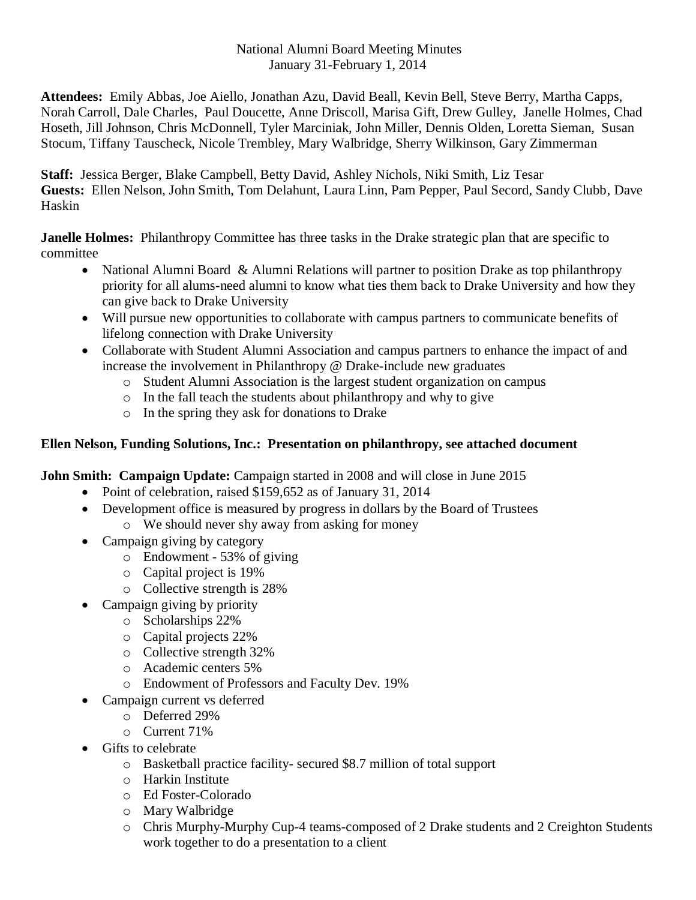National Alumni Board Meeting Minutes
January 31-February 1, 2014

**Attendees:** Emily Abbas, Joe Aiello, Jonathan Azu, David Beall, Kevin Bell, Steve Berry, Martha Capps, Norah Carroll, Dale Charles, Paul Doucette, Anne Driscoll, Marisa Gift, Drew Gulley, Janelle Holmes, Chad Hoseth, Jill Johnson, Chris McDonnell, Tyler Marciniak, John Miller, Dennis Olden, Loretta Sieman, Susan Stocum, Tiffany Tauscheck, Nicole Trembley, Mary Walbridge, Sherry Wilkinson, Gary Zimmerman

**Staff:** Jessica Berger, Blake Campbell, Betty David, Ashley Nichols, Niki Smith, Liz Tesar
**Guests:** Ellen Nelson, John Smith, Tom Delahunt, Laura Linn, Pam Pepper, Paul Secord, Sandy Clubb, Dave Haskin

**Janelle Holmes:** Philanthropy Committee has three tasks in the Drake strategic plan that are specific to committee

- National Alumni Board & Alumni Relations will partner to position Drake as top philanthropy priority for all alums-need alumni to know what ties them back to Drake University and how they can give back to Drake University
- Will pursue new opportunities to collaborate with campus partners to communicate benefits of lifelong connection with Drake University
- Collaborate with Student Alumni Association and campus partners to enhance the impact of and increase the involvement in Philanthropy @ Drake-include new graduates
    - Student Alumni Association is the largest student organization on campus
    - In the fall teach the students about philanthropy and why to give
    - In the spring they ask for donations to Drake

**Ellen Nelson, Funding Solutions, Inc.: Presentation on philanthropy, see attached document**

**John Smith: Campaign Update:** Campaign started in 2008 and will close in June 2015

- Point of celebration, raised $159,652 as of January 31, 2014
- Development office is measured by progress in dollars by the Board of Trustees
    - We should never shy away from asking for money
- Campaign giving by category
    - Endowment - 53% of giving
    - Capital project is 19%
    - Collective strength is 28%
- Campaign giving by priority
    - Scholarships 22%
    - Capital projects 22%
    - Collective strength 32%
    - Academic centers 5%
    - Endowment of Professors and Faculty Dev. 19%
- Campaign current vs deferred
    - Deferred 29%
    - Current 71%
- Gifts to celebrate
    - Basketball practice facility- secured $8.7 million of total support
    - Harkin Institute
    - Ed Foster-Colorado
    - Mary Walbridge
    - Chris Murphy-Murphy Cup-4 teams-composed of 2 Drake students and 2 Creighton Students work together to do a presentation to a client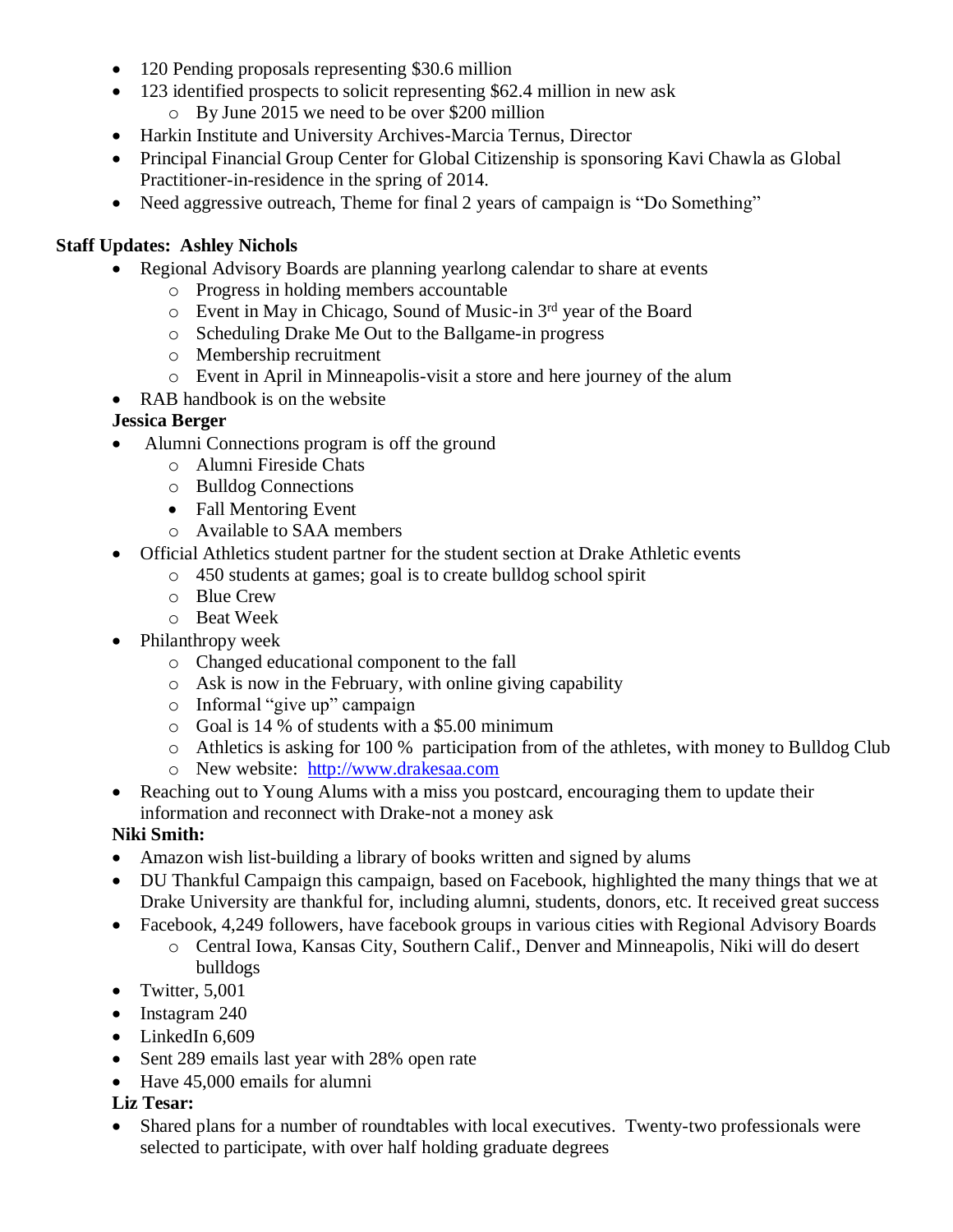- 120 Pending proposals representing $30.6 million
- 123 identified prospects to solicit representing $62.4 million in new ask
  - By June 2015 we need to be over $200 million
- Harkin Institute and University Archives-Marcia Ternus, Director
- Principal Financial Group Center for Global Citizenship is sponsoring Kavi Chawla as Global Practitioner-in-residence in the spring of 2014.
- Need aggressive outreach, Theme for final 2 years of campaign is "Do Something"

**Staff Updates: Ashley Nichols**

- Regional Advisory Boards are planning yearlong calendar to share at events
  - Progress in holding members accountable
  - Event in May in Chicago, Sound of Music-in 3rd year of the Board
  - Scheduling Drake Me Out to the Ballgame-in progress
  - Membership recruitment
  - Event in April in Minneapolis-visit a store and here journey of the alum
- RAB handbook is on the website

**Jessica Berger**

- Alumni Connections program is off the ground
  - Alumni Fireside Chats
  - Bulldog Connections
  - Fall Mentoring Event
  - Available to SAA members
- Official Athletics student partner for the student section at Drake Athletic events
  - 450 students at games; goal is to create bulldog school spirit
  - Blue Crew
  - Beat Week
- Philanthropy week
  - Changed educational component to the fall
  - Ask is now in the February, with online giving capability
  - Informal "give up" campaign
  - Goal is 14 % of students with a $5.00 minimum
  - Athletics is asking for 100 % participation from of the athletes, with money to Bulldog Club
  - New website: http://www.drakesaa.com
- Reaching out to Young Alums with a miss you postcard, encouraging them to update their information and reconnect with Drake-not a money ask

**Niki Smith:**

- Amazon wish list-building a library of books written and signed by alums
- DU Thankful Campaign this campaign, based on Facebook, highlighted the many things that we at Drake University are thankful for, including alumni, students, donors, etc. It received great success
- Facebook, 4,249 followers, have facebook groups in various cities with Regional Advisory Boards
  - Central Iowa, Kansas City, Southern Calif., Denver and Minneapolis, Niki will do desert bulldogs
- Twitter, 5,001
- Instagram 240
- LinkedIn 6,609
- Sent 289 emails last year with 28% open rate
- Have 45,000 emails for alumni

**Liz Tesar:**

- Shared plans for a number of roundtables with local executives. Twenty-two professionals were selected to participate, with over half holding graduate degrees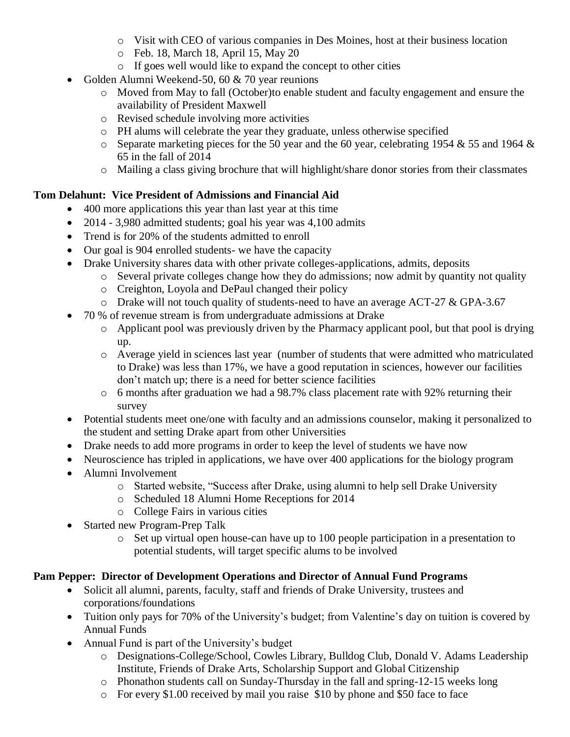- Visit with CEO of various companies in Des Moines, host at their business location
    - Feb. 18, March 18, April 15, May 20
    - If goes well would like to expand the concept to other cities
- Golden Alumni Weekend-50, 60 & 70 year reunions
    - Moved from May to fall (October)to enable student and faculty engagement and ensure the availability of President Maxwell
    - Revised schedule involving more activities
    - PH alums will celebrate the year they graduate, unless otherwise specified
    - Separate marketing pieces for the 50 year and the 60 year, celebrating 1954 & 55 and 1964 & 65 in the fall of 2014
    - Mailing a class giving brochure that will highlight/share donor stories from their classmates

**Tom Delahunt: Vice President of Admissions and Financial Aid**

- 400 more applications this year than last year at this time
- 2014 - 3,980 admitted students; goal his year was 4,100 admits
- Trend is for 20% of the students admitted to enroll
- Our goal is 904 enrolled students- we have the capacity
- Drake University shares data with other private colleges-applications, admits, deposits
    - Several private colleges change how they do admissions; now admit by quantity not quality
    - Creighton, Loyola and DePaul changed their policy
    - Drake will not touch quality of students-need to have an average ACT-27 & GPA-3.67
- 70 % of revenue stream is from undergraduate admissions at Drake
    - Applicant pool was previously driven by the Pharmacy applicant pool, but that pool is drying up.
    - Average yield in sciences last year (number of students that were admitted who matriculated to Drake) was less than 17%, we have a good reputation in sciences, however our facilities don't match up; there is a need for better science facilities
    - 6 months after graduation we had a 98.7% class placement rate with 92% returning their survey
- Potential students meet one/one with faculty and an admissions counselor, making it personalized to the student and setting Drake apart from other Universities
- Drake needs to add more programs in order to keep the level of students we have now
- Neuroscience has tripled in applications, we have over 400 applications for the biology program
- Alumni Involvement
    - Started website, "Success after Drake, using alumni to help sell Drake University
    - Scheduled 18 Alumni Home Receptions for 2014
    - College Fairs in various cities
- Started new Program-Prep Talk
    - Set up virtual open house-can have up to 100 people participation in a presentation to potential students, will target specific alums to be involved

**Pam Pepper: Director of Development Operations and Director of Annual Fund Programs**

- Solicit all alumni, parents, faculty, staff and friends of Drake University, trustees and corporations/foundations
- Tuition only pays for 70% of the University's budget; from Valentine's day on tuition is covered by Annual Funds
- Annual Fund is part of the University's budget
    - Designations-College/School, Cowles Library, Bulldog Club, Donald V. Adams Leadership Institute, Friends of Drake Arts, Scholarship Support and Global Citizenship
    - Phonathon students call on Sunday-Thursday in the fall and spring-12-15 weeks long
    - For every $1.00 received by mail you raise $10 by phone and $50 face to face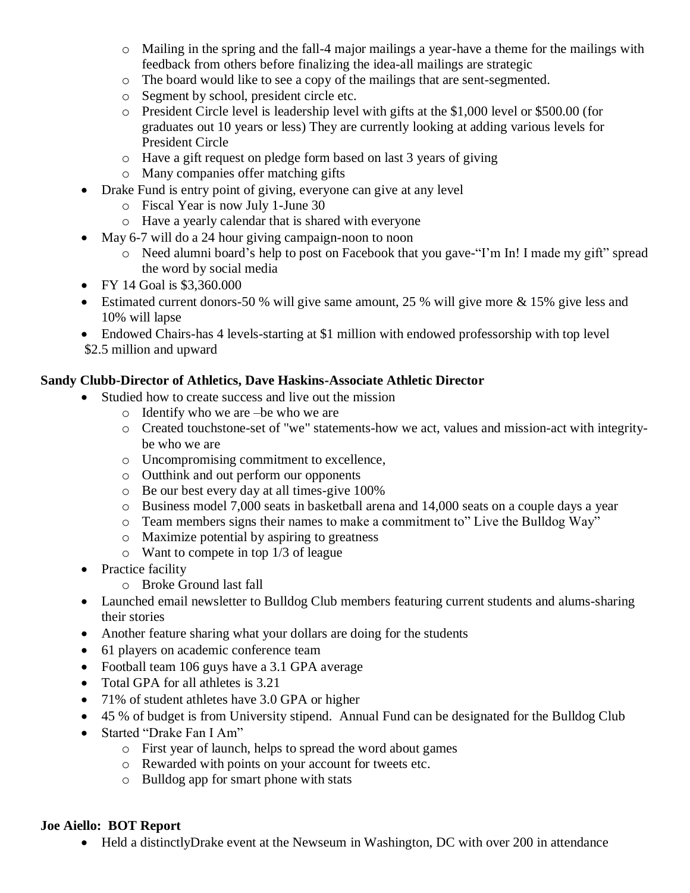- Mailing in the spring and the fall-4 major mailings a year-have a theme for the mailings with feedback from others before finalizing the idea-all mailings are strategic
    - The board would like to see a copy of the mailings that are sent-segmented.
    - Segment by school, president circle etc.
    - President Circle level is leadership level with gifts at the $1,000 level or $500.00 (for graduates out 10 years or less) They are currently looking at adding various levels for President Circle
    - Have a gift request on pledge form based on last 3 years of giving
    - Many companies offer matching gifts
- Drake Fund is entry point of giving, everyone can give at any level
    - Fiscal Year is now July 1-June 30
    - Have a yearly calendar that is shared with everyone
- May 6-7 will do a 24 hour giving campaign-noon to noon
    - Need alumni board's help to post on Facebook that you gave-"I'm In! I made my gift" spread the word by social media
- FY 14 Goal is $3,360.000
- Estimated current donors-50 % will give same amount, 25 % will give more & 15% give less and 10% will lapse
- Endowed Chairs-has 4 levels-starting at $1 million with endowed professorship with top level $2.5 million and upward

**Sandy Clubb-Director of Athletics, Dave Haskins-Associate Athletic Director**

- Studied how to create success and live out the mission
    - Identify who we are –be who we are
    - Created touchstone-set of "we" statements-how we act, values and mission-act with integrity-be who we are
    - Uncompromising commitment to excellence,
    - Outthink and out perform our opponents
    - Be our best every day at all times-give 100%
    - Business model 7,000 seats in basketball arena and 14,000 seats on a couple days a year
    - Team members signs their names to make a commitment to" Live the Bulldog Way"
    - Maximize potential by aspiring to greatness
    - Want to compete in top 1/3 of league
- Practice facility
    - Broke Ground last fall
- Launched email newsletter to Bulldog Club members featuring current students and alums-sharing their stories
- Another feature sharing what your dollars are doing for the students
- 61 players on academic conference team
- Football team 106 guys have a 3.1 GPA average
- Total GPA for all athletes is 3.21
- 71% of student athletes have 3.0 GPA or higher
- 45 % of budget is from University stipend. Annual Fund can be designated for the Bulldog Club
- Started "Drake Fan I Am"
    - First year of launch, helps to spread the word about games
    - Rewarded with points on your account for tweets etc.
    - Bulldog app for smart phone with stats

**Joe Aiello: BOT Report**

- Held a distinctlyDrake event at the Newseum in Washington, DC with over 200 in attendance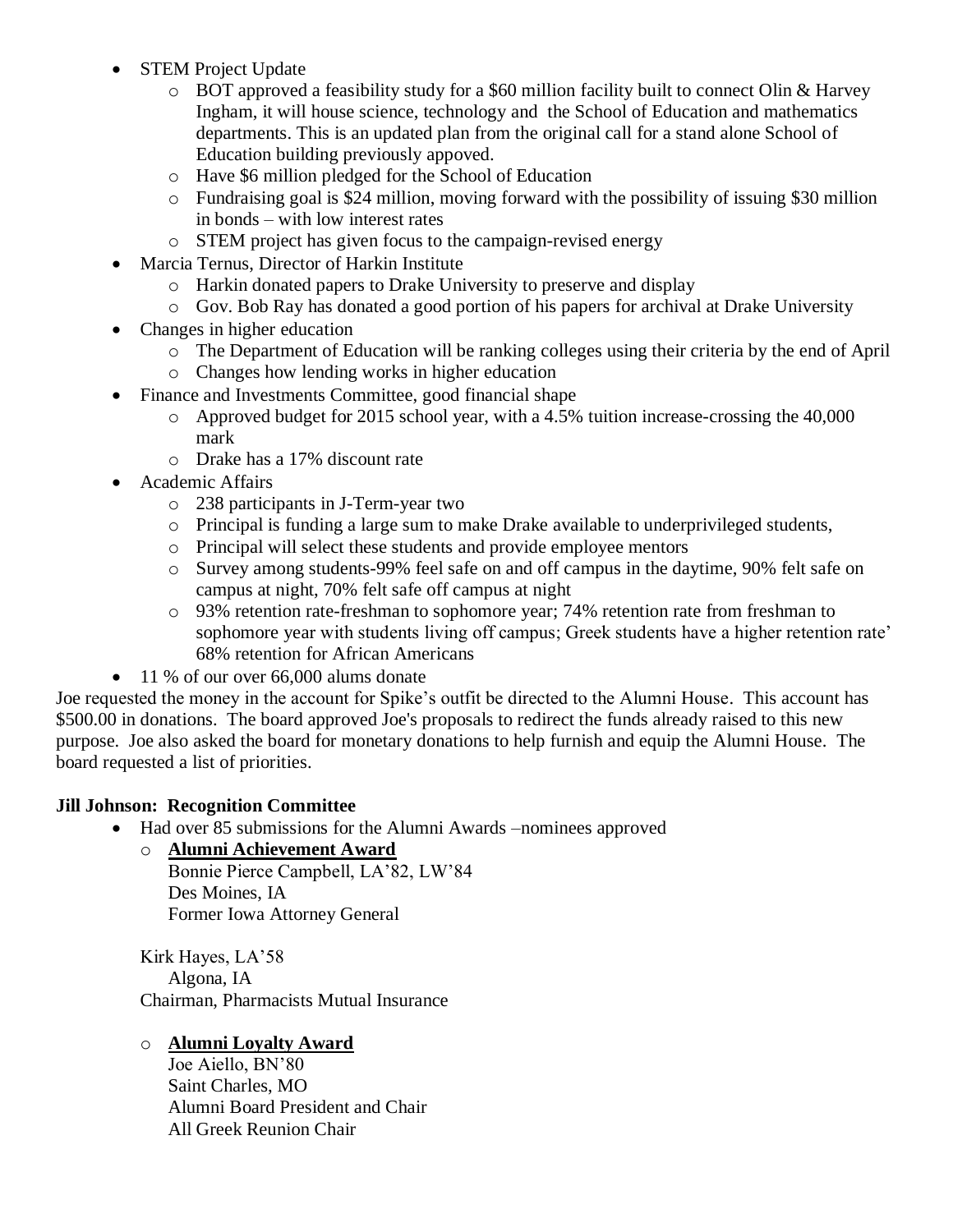- STEM Project Update
  - BOT approved a feasibility study for a $60 million facility built to connect Olin & Harvey Ingham, it will house science, technology and the School of Education and mathematics departments. This is an updated plan from the original call for a stand alone School of Education building previously appoved.
  - Have $6 million pledged for the School of Education
  - Fundraising goal is $24 million, moving forward with the possibility of issuing $30 million in bonds – with low interest rates
  - STEM project has given focus to the campaign-revised energy
- Marcia Ternus, Director of Harkin Institute
  - Harkin donated papers to Drake University to preserve and display
  - Gov. Bob Ray has donated a good portion of his papers for archival at Drake University
- Changes in higher education
  - The Department of Education will be ranking colleges using their criteria by the end of April
  - Changes how lending works in higher education
- Finance and Investments Committee, good financial shape
  - Approved budget for 2015 school year, with a 4.5% tuition increase-crossing the 40,000 mark
  - Drake has a 17% discount rate
- Academic Affairs
  - 238 participants in J-Term-year two
  - Principal is funding a large sum to make Drake available to underprivileged students,
  - Principal will select these students and provide employee mentors
  - Survey among students-99% feel safe on and off campus in the daytime, 90% felt safe on campus at night, 70% felt safe off campus at night
  - 93% retention rate-freshman to sophomore year; 74% retention rate from freshman to sophomore year with students living off campus; Greek students have a higher retention rate' 68% retention for African Americans
- 11 % of our over 66,000 alums donate

Joe requested the money in the account for Spike's outfit be directed to the Alumni House. This account has $500.00 in donations. The board approved Joe's proposals to redirect the funds already raised to this new purpose. Joe also asked the board for monetary donations to help furnish and equip the Alumni House. The board requested a list of priorities.

**Jill Johnson: Recognition Committee**

- Had over 85 submissions for the Alumni Awards –nominees approved
  - **Alumni Achievement Award**
    
    Bonnie Pierce Campbell, LA'82, LW'84
    Des Moines, IA
    Former Iowa Attorney General

    Kirk Hayes, LA'58
    Algona, IA
    Chairman, Pharmacists Mutual Insurance

  - **Alumni Loyalty Award**
    
    Joe Aiello, BN'80
    Saint Charles, MO
    Alumni Board President and Chair
    All Greek Reunion Chair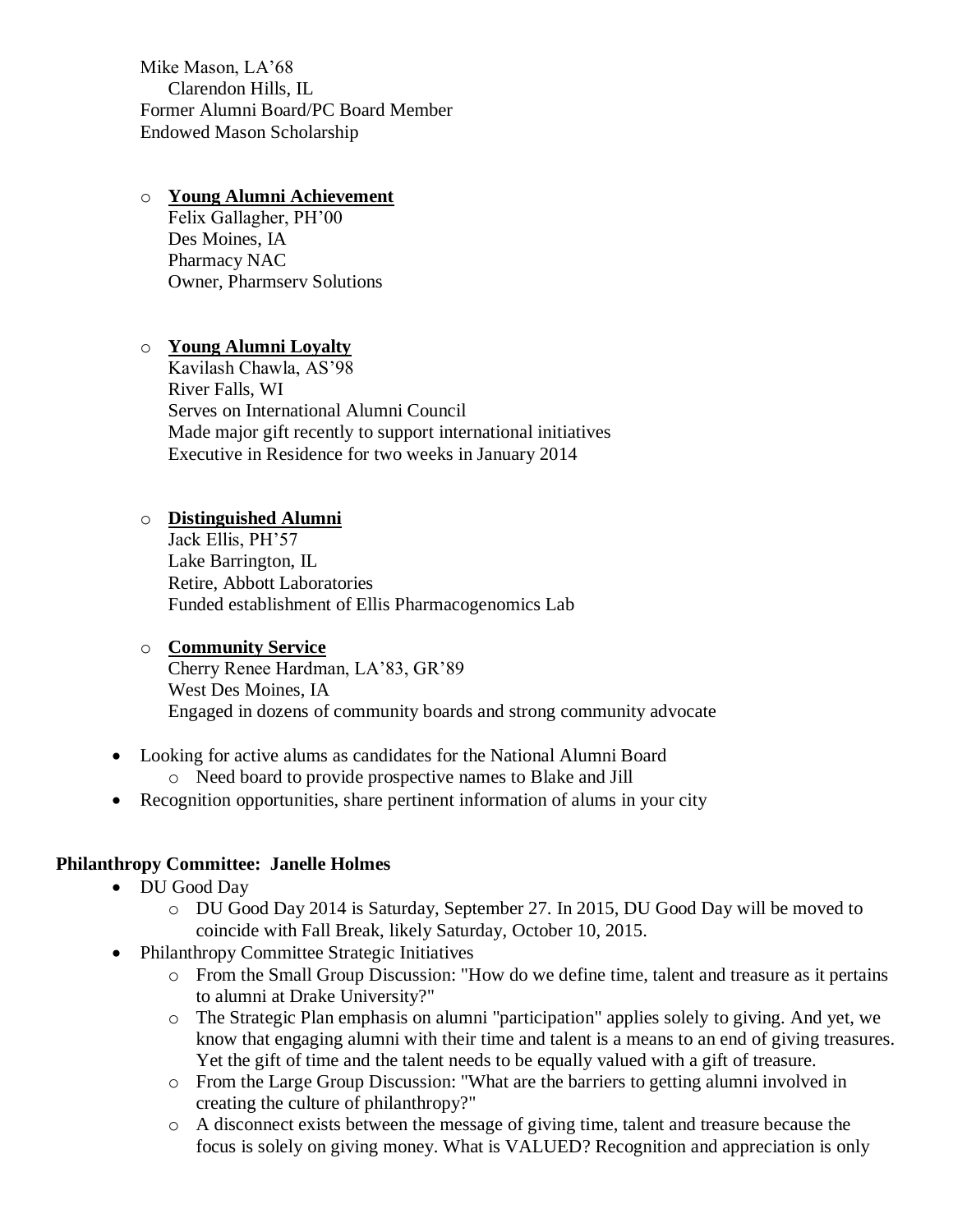Mike Mason, LA'68
Clarendon Hills, IL
Former Alumni Board/PC Board Member
Endowed Mason Scholarship

- **Young Alumni Achievement**
  Felix Gallagher, PH'00
  Des Moines, IA
  Pharmacy NAC
  Owner, Pharmserv Solutions

- **Young Alumni Loyalty**
  Kavilash Chawla, AS'98
  River Falls, WI
  Serves on International Alumni Council
  Made major gift recently to support international initiatives
  Executive in Residence for two weeks in January 2014

- **Distinguished Alumni**
  Jack Ellis, PH'57
  Lake Barrington, IL
  Retire, Abbott Laboratories
  Funded establishment of Ellis Pharmacogenomics Lab

- **Community Service**
  Cherry Renee Hardman, LA'83, GR'89
  West Des Moines, IA
  Engaged in dozens of community boards and strong community advocate

- Looking for active alums as candidates for the National Alumni Board
  - Need board to provide prospective names to Blake and Jill
- Recognition opportunities, share pertinent information of alums in your city

**Philanthropy Committee: Janelle Holmes**

- DU Good Day
  - DU Good Day 2014 is Saturday, September 27. In 2015, DU Good Day will be moved to coincide with Fall Break, likely Saturday, October 10, 2015.
- Philanthropy Committee Strategic Initiatives
  - From the Small Group Discussion: "How do we define time, talent and treasure as it pertains to alumni at Drake University?"
  - The Strategic Plan emphasis on alumni "participation" applies solely to giving. And yet, we know that engaging alumni with their time and talent is a means to an end of giving treasures. Yet the gift of time and the talent needs to be equally valued with a gift of treasure.
  - From the Large Group Discussion: "What are the barriers to getting alumni involved in creating the culture of philanthropy?"
  - A disconnect exists between the message of giving time, talent and treasure because the focus is solely on giving money. What is VALUED? Recognition and appreciation is only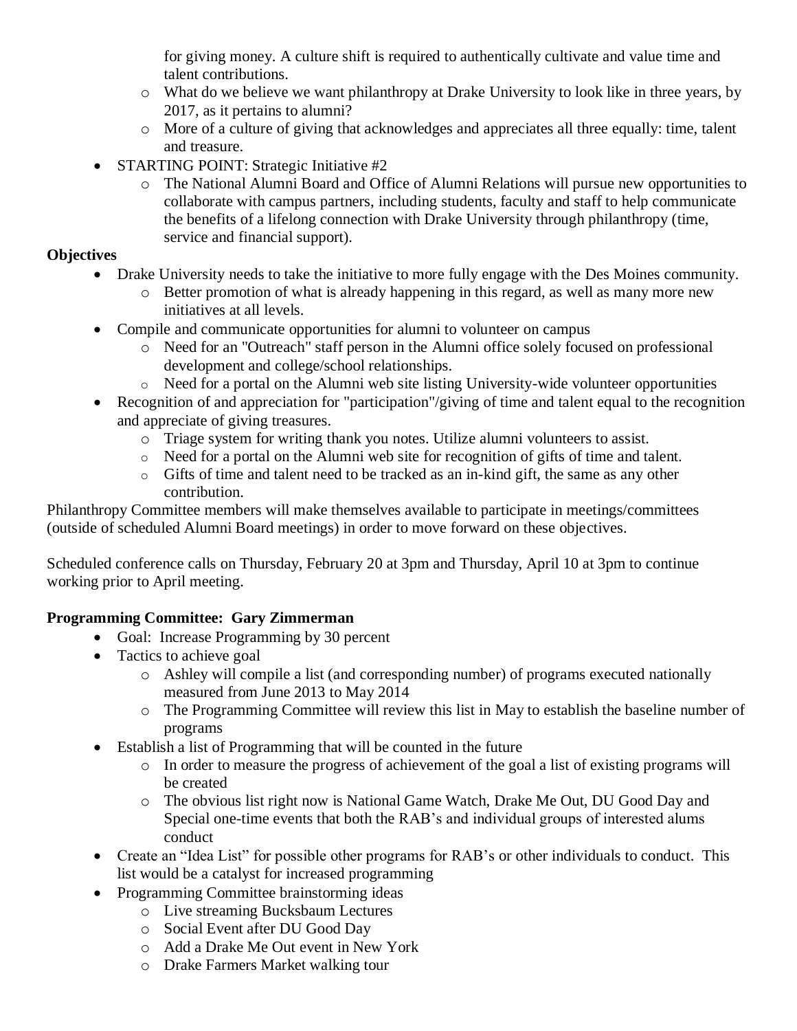for giving money. A culture shift is required to authentically cultivate and value time and talent contributions.

  - What do we believe we want philanthropy at Drake University to look like in three years, by 2017, as it pertains to alumni?
  - More of a culture of giving that acknowledges and appreciates all three equally: time, talent and treasure.
- STARTING POINT: Strategic Initiative #2
  - The National Alumni Board and Office of Alumni Relations will pursue new opportunities to collaborate with campus partners, including students, faculty and staff to help communicate the benefits of a lifelong connection with Drake University through philanthropy (time, service and financial support).

**Objectives**

- Drake University needs to take the initiative to more fully engage with the Des Moines community.
  - Better promotion of what is already happening in this regard, as well as many more new initiatives at all levels.
- Compile and communicate opportunities for alumni to volunteer on campus
  - Need for an "Outreach" staff person in the Alumni office solely focused on professional development and college/school relationships.
  - Need for a portal on the Alumni web site listing University-wide volunteer opportunities
- Recognition of and appreciation for "participation"/giving of time and talent equal to the recognition and appreciate of giving treasures.
  - Triage system for writing thank you notes. Utilize alumni volunteers to assist.
  - Need for a portal on the Alumni web site for recognition of gifts of time and talent.
  - Gifts of time and talent need to be tracked as an in-kind gift, the same as any other contribution.

Philanthropy Committee members will make themselves available to participate in meetings/committees (outside of scheduled Alumni Board meetings) in order to move forward on these objectives.

Scheduled conference calls on Thursday, February 20 at 3pm and Thursday, April 10 at 3pm to continue working prior to April meeting.

**Programming Committee: Gary Zimmerman**

- Goal: Increase Programming by 30 percent
- Tactics to achieve goal
  - Ashley will compile a list (and corresponding number) of programs executed nationally measured from June 2013 to May 2014
  - The Programming Committee will review this list in May to establish the baseline number of programs
- Establish a list of Programming that will be counted in the future
  - In order to measure the progress of achievement of the goal a list of existing programs will be created
  - The obvious list right now is National Game Watch, Drake Me Out, DU Good Day and Special one-time events that both the RAB's and individual groups of interested alums conduct
- Create an "Idea List" for possible other programs for RAB's or other individuals to conduct. This list would be a catalyst for increased programming
- Programming Committee brainstorming ideas
  - Live streaming Bucksbaum Lectures
  - Social Event after DU Good Day
  - Add a Drake Me Out event in New York
  - Drake Farmers Market walking tour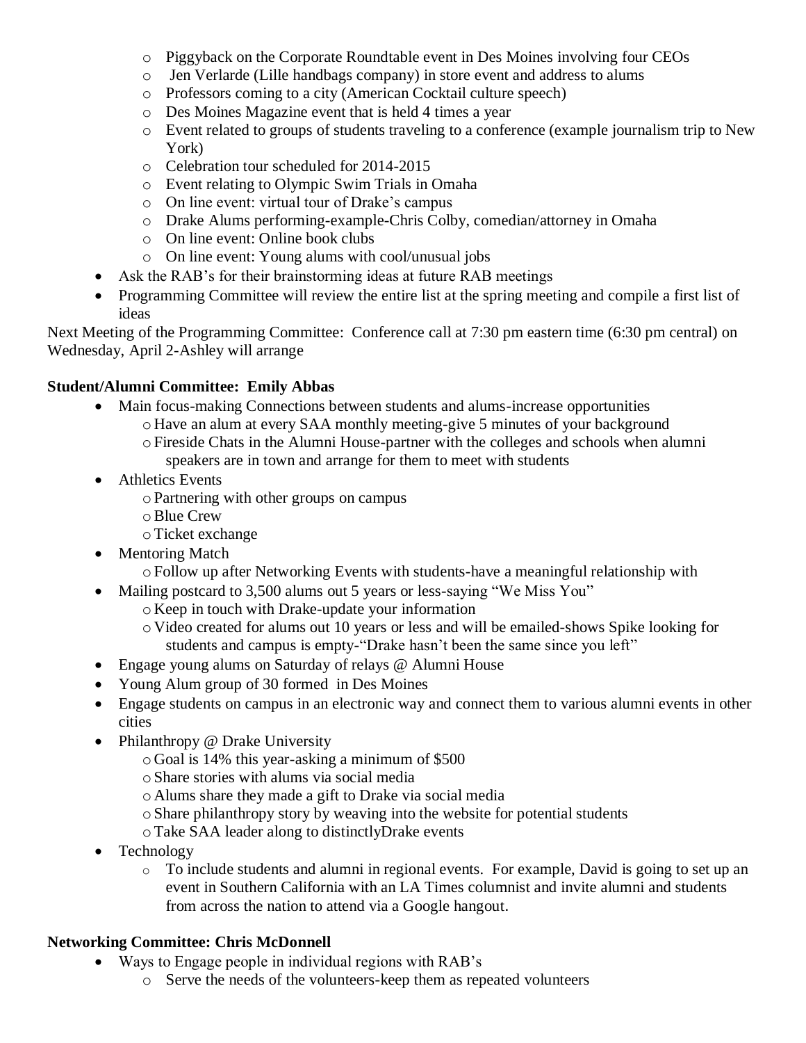- Piggyback on the Corporate Roundtable event in Des Moines involving four CEOs
    - Jen Verlarde (Lille handbags company) in store event and address to alums
    - Professors coming to a city (American Cocktail culture speech)
    - Des Moines Magazine event that is held 4 times a year
    - Event related to groups of students traveling to a conference (example journalism trip to New York)
    - Celebration tour scheduled for 2014-2015
    - Event relating to Olympic Swim Trials in Omaha
    - On line event: virtual tour of Drake's campus
    - Drake Alums performing-example-Chris Colby, comedian/attorney in Omaha
    - On line event: Online book clubs
    - On line event: Young alums with cool/unusual jobs
- Ask the RAB's for their brainstorming ideas at future RAB meetings
- Programming Committee will review the entire list at the spring meeting and compile a first list of ideas

Next Meeting of the Programming Committee: Conference call at 7:30 pm eastern time (6:30 pm central) on Wednesday, April 2-Ashley will arrange

**Student/Alumni Committee: Emily Abbas**

- Main focus-making Connections between students and alums-increase opportunities
    - Have an alum at every SAA monthly meeting-give 5 minutes of your background
    - Fireside Chats in the Alumni House-partner with the colleges and schools when alumni speakers are in town and arrange for them to meet with students
- Athletics Events
    - Partnering with other groups on campus
    - Blue Crew
    - Ticket exchange
- Mentoring Match
    - Follow up after Networking Events with students-have a meaningful relationship with
- Mailing postcard to 3,500 alums out 5 years or less-saying "We Miss You"
    - Keep in touch with Drake-update your information
    - Video created for alums out 10 years or less and will be emailed-shows Spike looking for students and campus is empty-"Drake hasn't been the same since you left"
- Engage young alums on Saturday of relays @ Alumni House
- Young Alum group of 30 formed in Des Moines
- Engage students on campus in an electronic way and connect them to various alumni events in other cities
- Philanthropy @ Drake University
    - Goal is 14% this year-asking a minimum of $500
    - Share stories with alums via social media
    - Alums share they made a gift to Drake via social media
    - Share philanthropy story by weaving into the website for potential students
    - Take SAA leader along to distinctlyDrake events
- Technology
    - To include students and alumni in regional events. For example, David is going to set up an event in Southern California with an LA Times columnist and invite alumni and students from across the nation to attend via a Google hangout.

**Networking Committee: Chris McDonnell**

- Ways to Engage people in individual regions with RAB's
    - Serve the needs of the volunteers-keep them as repeated volunteers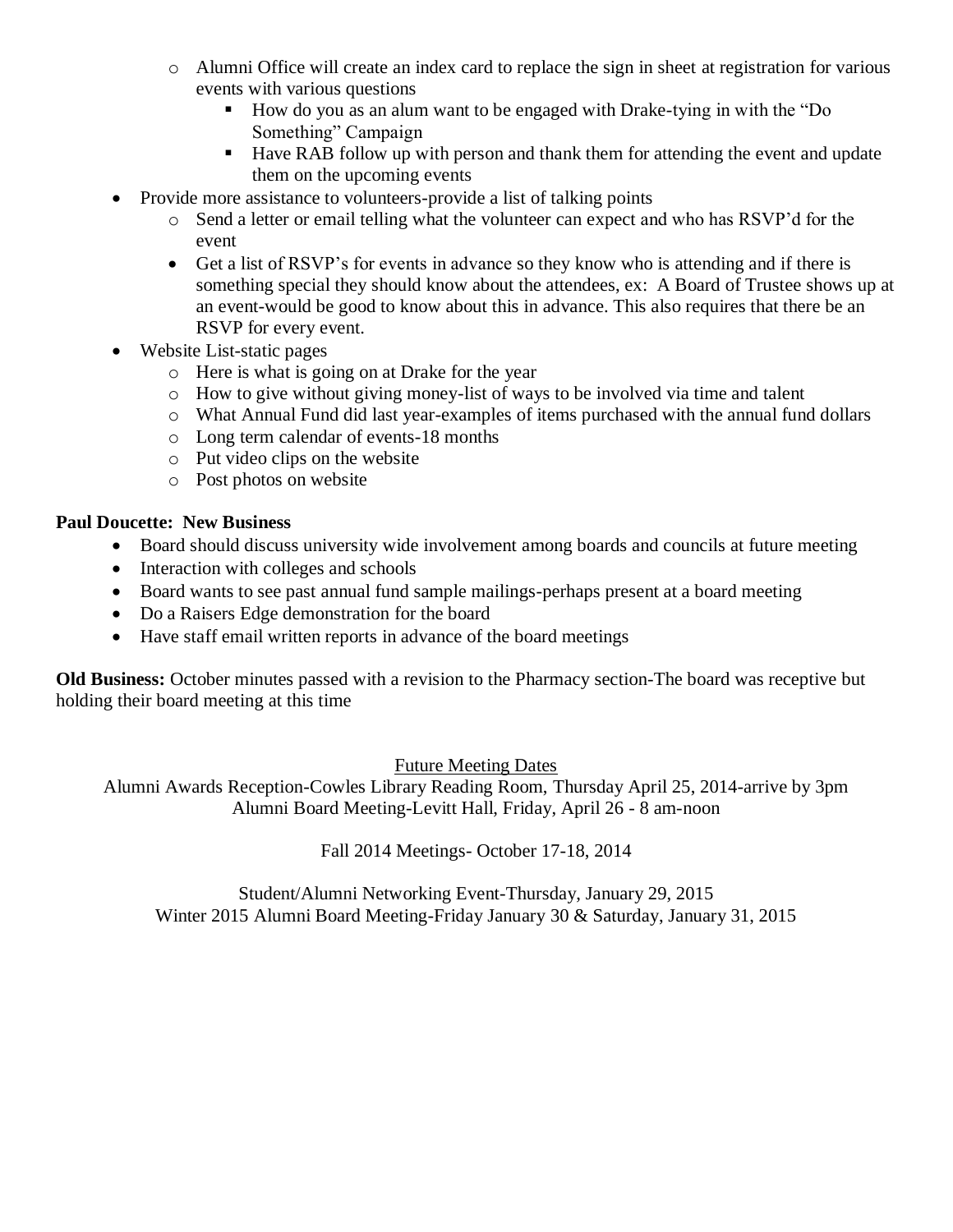- Alumni Office will create an index card to replace the sign in sheet at registration for various events with various questions
    - How do you as an alum want to be engaged with Drake-tying in with the "Do Something" Campaign
    - Have RAB follow up with person and thank them for attending the event and update them on the upcoming events
- Provide more assistance to volunteers-provide a list of talking points
  - Send a letter or email telling what the volunteer can expect and who has RSVP'd for the event
  - Get a list of RSVP's for events in advance so they know who is attending and if there is something special they should know about the attendees, ex: A Board of Trustee shows up at an event-would be good to know about this in advance. This also requires that there be an RSVP for every event.
- Website List-static pages
  - Here is what is going on at Drake for the year
  - How to give without giving money-list of ways to be involved via time and talent
  - What Annual Fund did last year-examples of items purchased with the annual fund dollars
  - Long term calendar of events-18 months
  - Put video clips on the website
  - Post photos on website

**Paul Doucette: New Business**

- Board should discuss university wide involvement among boards and councils at future meeting
- Interaction with colleges and schools
- Board wants to see past annual fund sample mailings-perhaps present at a board meeting
- Do a Raisers Edge demonstration for the board
- Have staff email written reports in advance of the board meetings

**Old Business:** October minutes passed with a revision to the Pharmacy section-The board was receptive but holding their board meeting at this time

<u>Future Meeting Dates</u>

Alumni Awards Reception-Cowles Library Reading Room, Thursday April 25, 2014-arrive by 3pm
Alumni Board Meeting-Levitt Hall, Friday, April 26 - 8 am-noon

Fall 2014 Meetings- October 17-18, 2014

Student/Alumni Networking Event-Thursday, January 29, 2015
Winter 2015 Alumni Board Meeting-Friday January 30 & Saturday, January 31, 2015